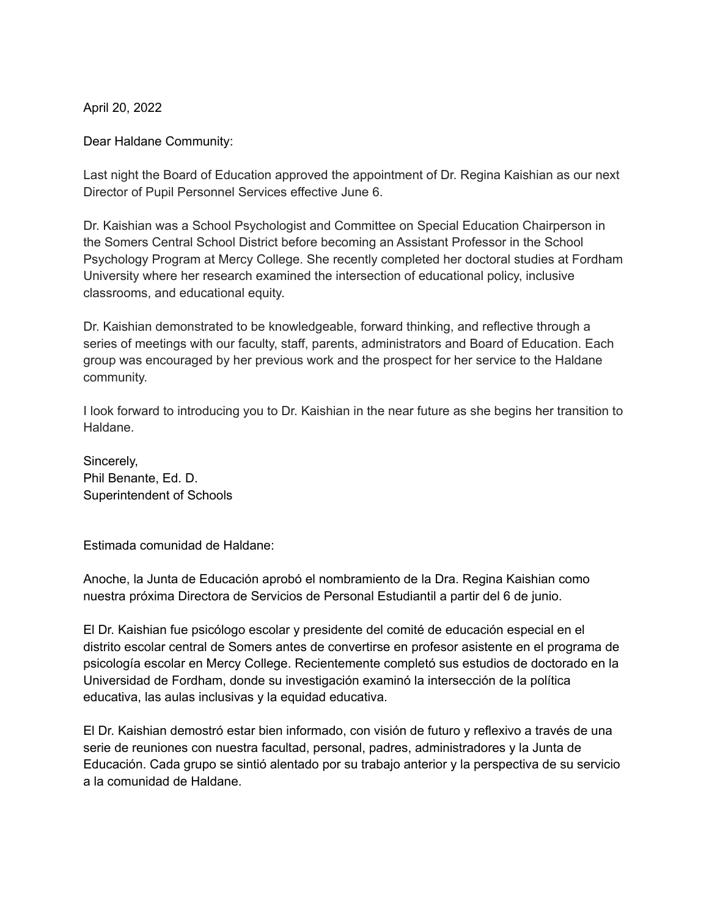April 20, 2022

Dear Haldane Community:

Last night the Board of Education approved the appointment of Dr. Regina Kaishian as our next Director of Pupil Personnel Services effective June 6.

Dr. Kaishian was a School Psychologist and Committee on Special Education Chairperson in the Somers Central School District before becoming an Assistant Professor in the School Psychology Program at Mercy College. She recently completed her doctoral studies at Fordham University where her research examined the intersection of educational policy, inclusive classrooms, and educational equity.

Dr. Kaishian demonstrated to be knowledgeable, forward thinking, and reflective through a series of meetings with our faculty, staff, parents, administrators and Board of Education. Each group was encouraged by her previous work and the prospect for her service to the Haldane community.

I look forward to introducing you to Dr. Kaishian in the near future as she begins her transition to Haldane.

Sincerely,
Phil Benante, Ed. D.
Superintendent of Schools

Estimada comunidad de Haldane:

Anoche, la Junta de Educación aprobó el nombramiento de la Dra. Regina Kaishian como nuestra próxima Directora de Servicios de Personal Estudiantil a partir del 6 de junio.

El Dr. Kaishian fue psicólogo escolar y presidente del comité de educación especial en el distrito escolar central de Somers antes de convertirse en profesor asistente en el programa de psicología escolar en Mercy College. Recientemente completó sus estudios de doctorado en la Universidad de Fordham, donde su investigación examinó la intersección de la política educativa, las aulas inclusivas y la equidad educativa.

El Dr. Kaishian demostró estar bien informado, con visión de futuro y reflexivo a través de una serie de reuniones con nuestra facultad, personal, padres, administradores y la Junta de Educación. Cada grupo se sintió alentado por su trabajo anterior y la perspectiva de su servicio a la comunidad de Haldane.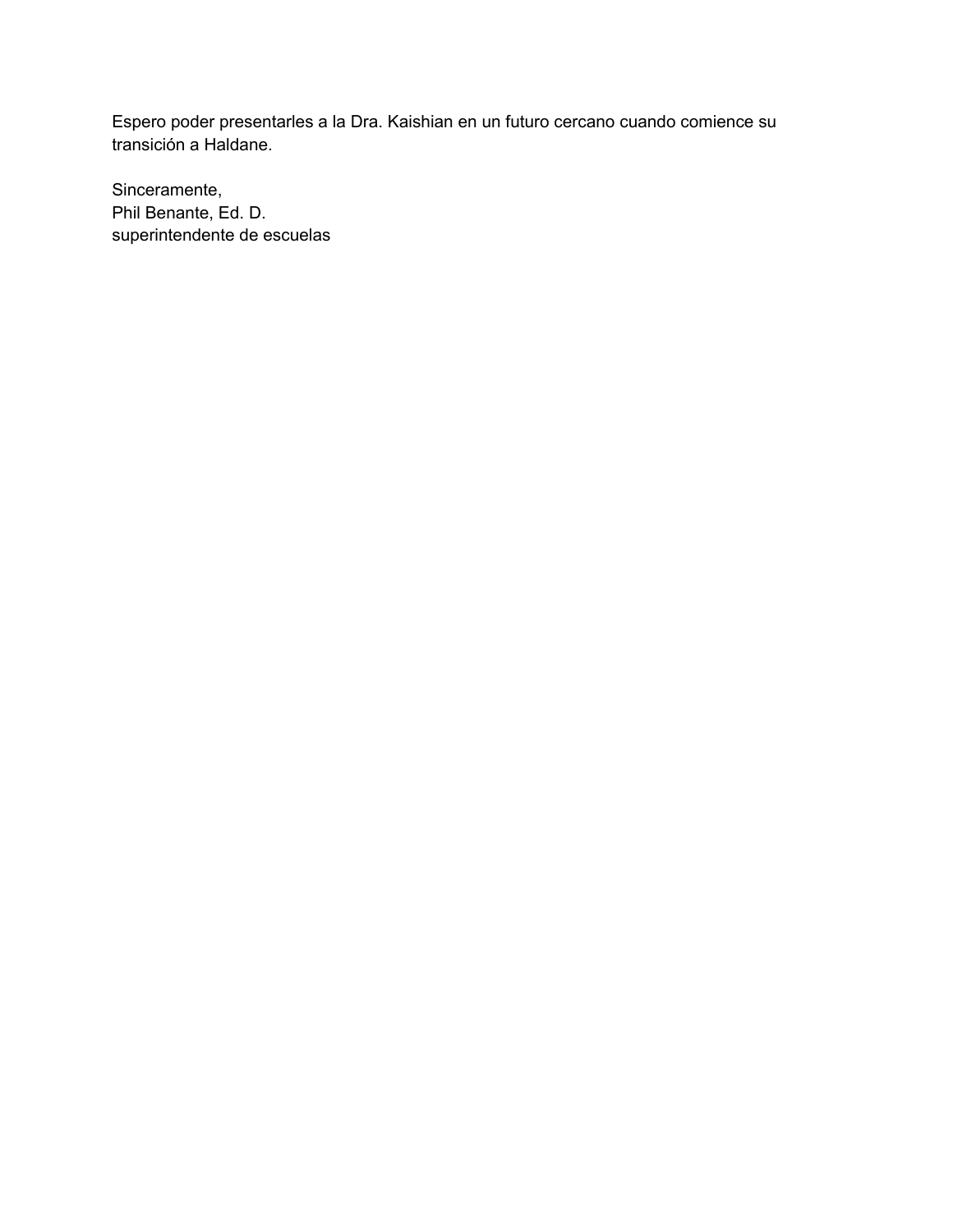Espero poder presentarles a la Dra. Kaishian en un futuro cercano cuando comience su transición a Haldane.

Sinceramente,  
Phil Benante, Ed. D.  
superintendente de escuelas